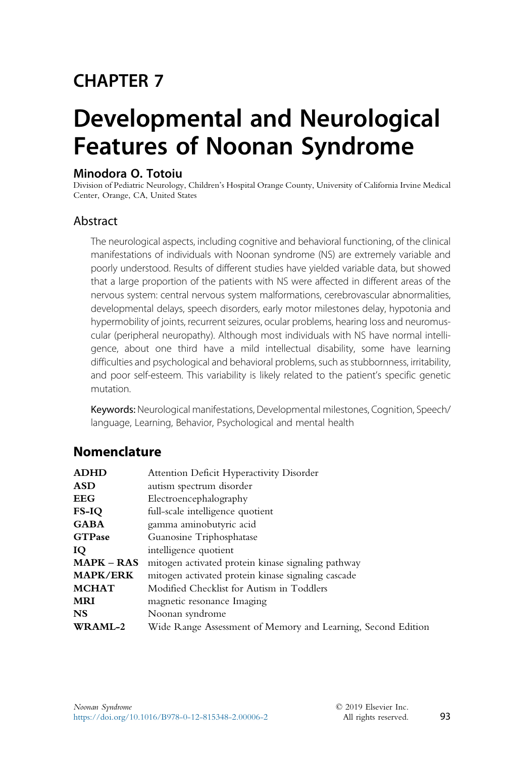# CHAPTER 7

# Developmental and Neurological Features of Noonan Syndrome

**Minodora O. Totoiu**

Division of Pediatric Neurology, Children's Hospital Orange County, University of California Irvine Medical Center, Orange, CA, United States

## Abstract

The neurological aspects, including cognitive and behavioral functioning, of the clinical manifestations of individuals with Noonan syndrome (NS) are extremely variable and poorly understood. Results of different studies have yielded variable data, but showed that a large proportion of the patients with NS were affected in different areas of the nervous system: central nervous system malformations, cerebrovascular abnormalities, developmental delays, speech disorders, early motor milestones delay, hypotonia and hypermobility of joints, recurrent seizures, ocular problems, hearing loss and neuromuscular (peripheral neuropathy). Although most individuals with NS have normal intelligence, about one third have a mild intellectual disability, some have learning difficulties and psychological and behavioral problems, such as stubbornness, irritability, and poor self-esteem. This variability is likely related to the patient's specific genetic mutation.

**Keywords:** Neurological manifestations, Developmental milestones, Cognition, Speech/language, Learning, Behavior, Psychological and mental health

## Nomenclature

| | |
|---|---|
| **ADHD** | Attention Deficit Hyperactivity Disorder |
| **ASD** | autism spectrum disorder |
| **EEG** | Electroencephalography |
| **FS-IQ** | full-scale intelligence quotient |
| **GABA** | gamma aminobutyric acid |
| **GTPase** | Guanosine Triphosphatase |
| **IQ** | intelligence quotient |
| **MAPK – RAS** | mitogen activated protein kinase signaling pathway |
| **MAPK/ERK** | mitogen activated protein kinase signaling cascade |
| **MCHAT** | Modified Checklist for Autism in Toddlers |
| **MRI** | magnetic resonance Imaging |
| **NS** | Noonan syndrome |
| **WRAML-2** | Wide Range Assessment of Memory and Learning, Second Edition |

*Noonan Syndrome*
https://doi.org/10.1016/B978-0-12-815348-2.00006-2

© 2019 Elsevier Inc. All rights reserved.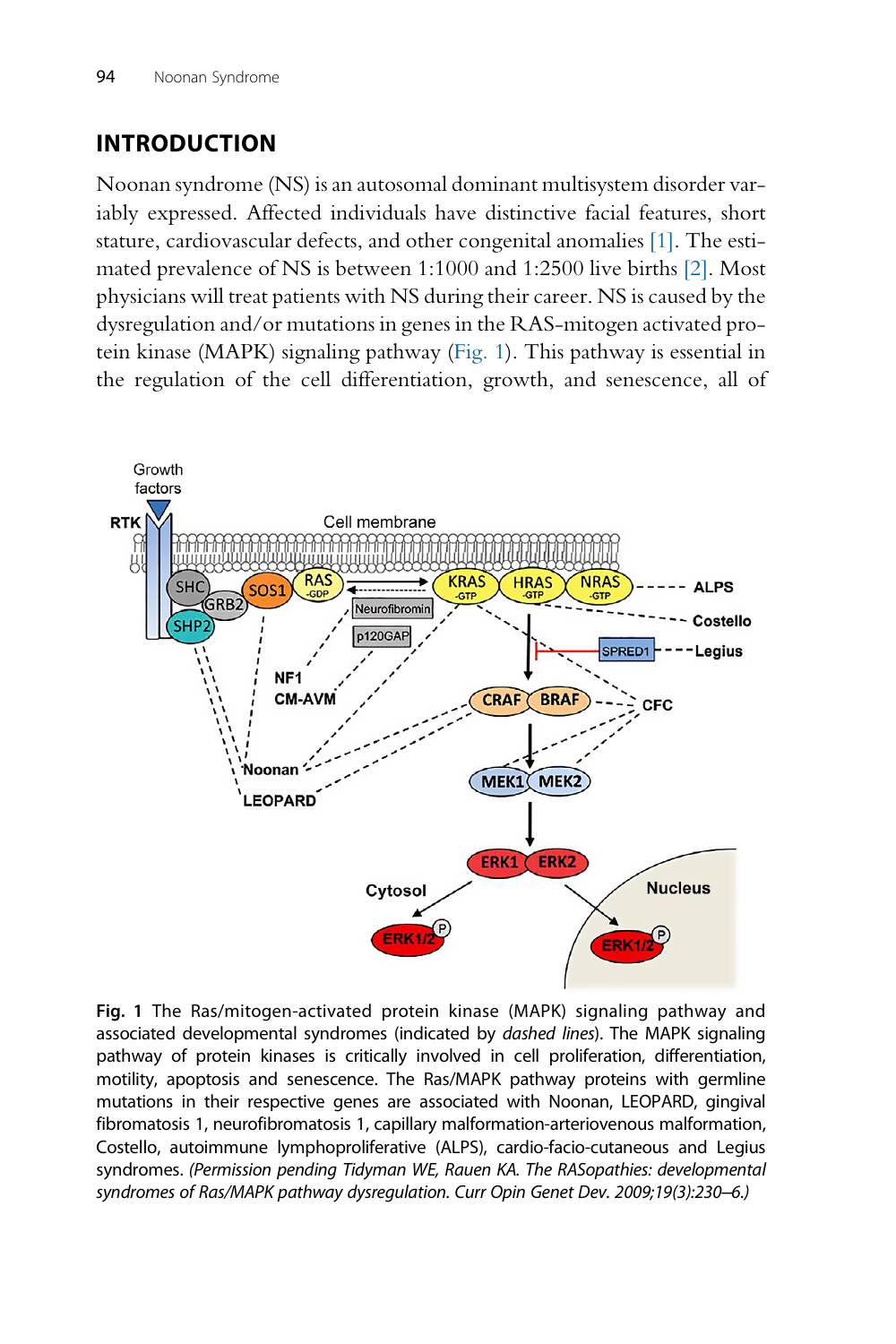## INTRODUCTION

Noonan syndrome (NS) is an autosomal dominant multisystem disorder variably expressed. Affected individuals have distinctive facial features, short stature, cardiovascular defects, and other congenital anomalies [1]. The estimated prevalence of NS is between 1:1000 and 1:2500 live births [2]. Most physicians will treat patients with NS during their career. NS is caused by the dysregulation and/or mutations in genes in the RAS-mitogen activated protein kinase (MAPK) signaling pathway (Fig. 1). This pathway is essential in the regulation of the cell differentiation, growth, and senescence, all of

**Fig. 1** The Ras/mitogen-activated protein kinase (MAPK) signaling pathway and associated developmental syndromes (indicated by *dashed lines*). The MAPK signaling pathway of protein kinases is critically involved in cell proliferation, differentiation, motility, apoptosis and senescence. The Ras/MAPK pathway proteins with germline mutations in their respective genes are associated with Noonan, LEOPARD, gingival fibromatosis 1, neurofibromatosis 1, capillary malformation-arteriovenous malformation, Costello, autoimmune lymphoproliferative (ALPS), cardio-facio-cutaneous and Legius syndromes. *(Permission pending Tidyman WE, Rauen KA. The RASopathies: developmental syndromes of Ras/MAPK pathway dysregulation. Curr Opin Genet Dev. 2009;19(3):230–6.)*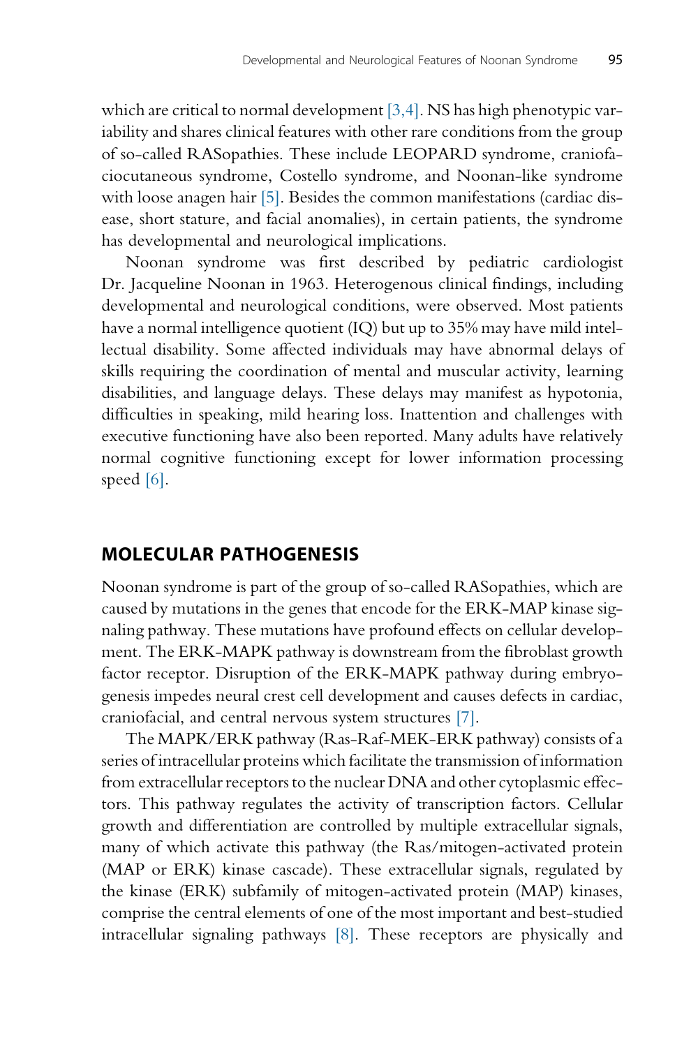which are critical to normal development [3,4]. NS has high phenotypic variability and shares clinical features with other rare conditions from the group of so-called RASopathies. These include LEOPARD syndrome, craniofaciocutaneous syndrome, Costello syndrome, and Noonan-like syndrome with loose anagen hair [5]. Besides the common manifestations (cardiac disease, short stature, and facial anomalies), in certain patients, the syndrome has developmental and neurological implications.

Noonan syndrome was first described by pediatric cardiologist Dr. Jacqueline Noonan in 1963. Heterogenous clinical findings, including developmental and neurological conditions, were observed. Most patients have a normal intelligence quotient (IQ) but up to 35% may have mild intellectual disability. Some affected individuals may have abnormal delays of skills requiring the coordination of mental and muscular activity, learning disabilities, and language delays. These delays may manifest as hypotonia, difficulties in speaking, mild hearing loss. Inattention and challenges with executive functioning have also been reported. Many adults have relatively normal cognitive functioning except for lower information processing speed [6].

## MOLECULAR PATHOGENESIS

Noonan syndrome is part of the group of so-called RASopathies, which are caused by mutations in the genes that encode for the ERK-MAP kinase signaling pathway. These mutations have profound effects on cellular development. The ERK-MAPK pathway is downstream from the fibroblast growth factor receptor. Disruption of the ERK-MAPK pathway during embryogenesis impedes neural crest cell development and causes defects in cardiac, craniofacial, and central nervous system structures [7].

The MAPK/ERK pathway (Ras-Raf-MEK-ERK pathway) consists of a series of intracellular proteins which facilitate the transmission of information from extracellular receptors to the nuclear DNA and other cytoplasmic effectors. This pathway regulates the activity of transcription factors. Cellular growth and differentiation are controlled by multiple extracellular signals, many of which activate this pathway (the Ras/mitogen-activated protein (MAP or ERK) kinase cascade). These extracellular signals, regulated by the kinase (ERK) subfamily of mitogen-activated protein (MAP) kinases, comprise the central elements of one of the most important and best-studied intracellular signaling pathways [8]. These receptors are physically and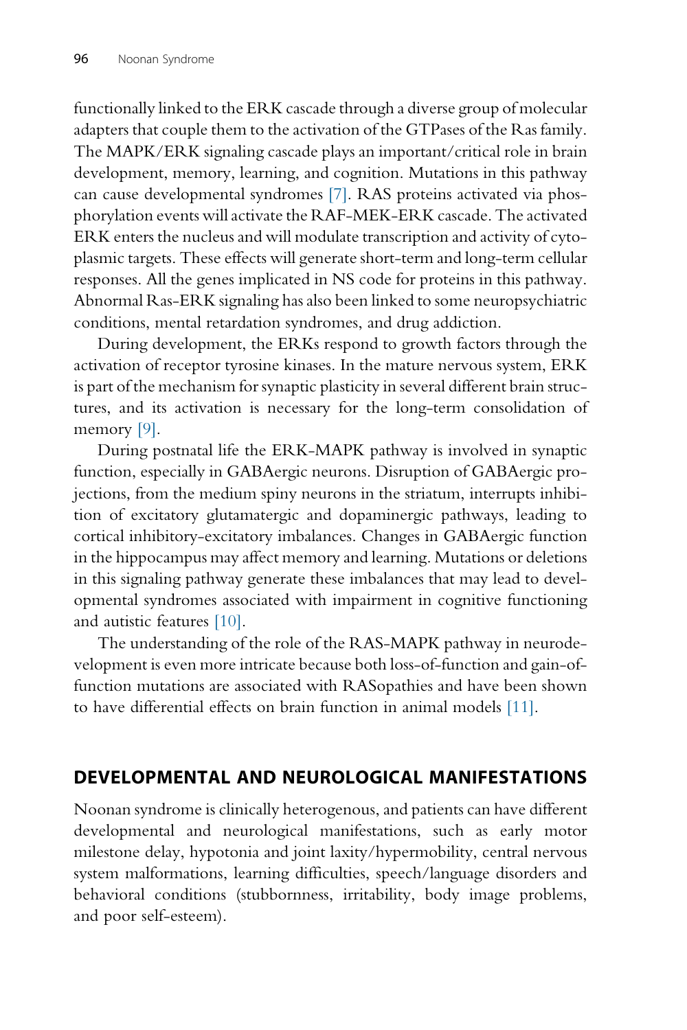functionally linked to the ERK cascade through a diverse group of molecular adapters that couple them to the activation of the GTPases of the Ras family. The MAPK/ERK signaling cascade plays an important/critical role in brain development, memory, learning, and cognition. Mutations in this pathway can cause developmental syndromes [7]. RAS proteins activated via phosphorylation events will activate the RAF-MEK-ERK cascade. The activated ERK enters the nucleus and will modulate transcription and activity of cytoplasmic targets. These effects will generate short-term and long-term cellular responses. All the genes implicated in NS code for proteins in this pathway. Abnormal Ras-ERK signaling has also been linked to some neuropsychiatric conditions, mental retardation syndromes, and drug addiction.

During development, the ERKs respond to growth factors through the activation of receptor tyrosine kinases. In the mature nervous system, ERK is part of the mechanism for synaptic plasticity in several different brain structures, and its activation is necessary for the long-term consolidation of memory [9].

During postnatal life the ERK-MAPK pathway is involved in synaptic function, especially in GABAergic neurons. Disruption of GABAergic projections, from the medium spiny neurons in the striatum, interrupts inhibition of excitatory glutamatergic and dopaminergic pathways, leading to cortical inhibitory-excitatory imbalances. Changes in GABAergic function in the hippocampus may affect memory and learning. Mutations or deletions in this signaling pathway generate these imbalances that may lead to developmental syndromes associated with impairment in cognitive functioning and autistic features [10].

The understanding of the role of the RAS-MAPK pathway in neurodevelopment is even more intricate because both loss-of-function and gain-of-function mutations are associated with RASopathies and have been shown to have differential effects on brain function in animal models [11].

## DEVELOPMENTAL AND NEUROLOGICAL MANIFESTATIONS

Noonan syndrome is clinically heterogenous, and patients can have different developmental and neurological manifestations, such as early motor milestone delay, hypotonia and joint laxity/hypermobility, central nervous system malformations, learning difficulties, speech/language disorders and behavioral conditions (stubbornness, irritability, body image problems, and poor self-esteem).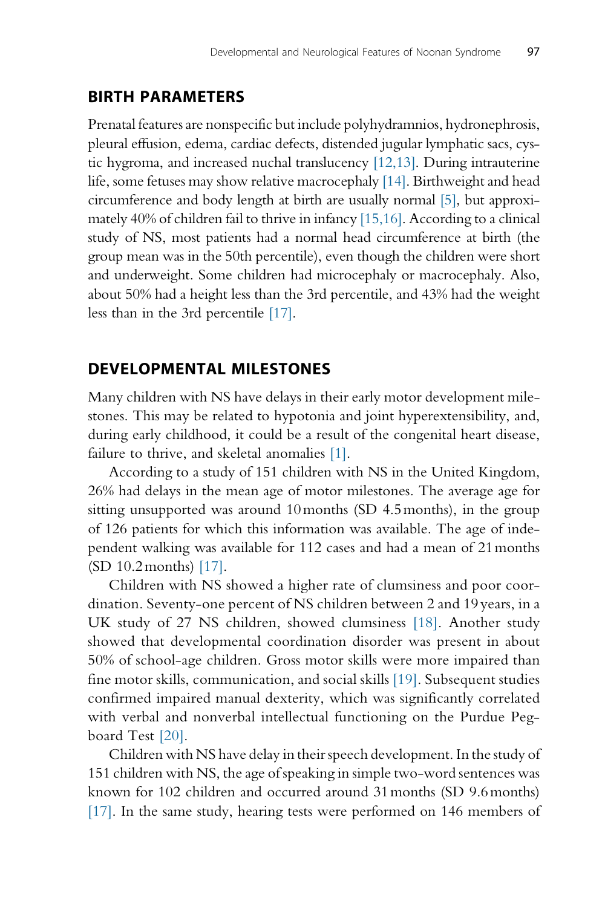## BIRTH PARAMETERS

Prenatal features are nonspecific but include polyhydramnios, hydronephrosis, pleural effusion, edema, cardiac defects, distended jugular lymphatic sacs, cystic hygroma, and increased nuchal translucency [12,13]. During intrauterine life, some fetuses may show relative macrocephaly [14]. Birthweight and head circumference and body length at birth are usually normal [5], but approximately 40% of children fail to thrive in infancy [15,16]. According to a clinical study of NS, most patients had a normal head circumference at birth (the group mean was in the 50th percentile), even though the children were short and underweight. Some children had microcephaly or macrocephaly. Also, about 50% had a height less than the 3rd percentile, and 43% had the weight less than in the 3rd percentile [17].

## DEVELOPMENTAL MILESTONES

Many children with NS have delays in their early motor development milestones. This may be related to hypotonia and joint hyperextensibility, and, during early childhood, it could be a result of the congenital heart disease, failure to thrive, and skeletal anomalies [1].

According to a study of 151 children with NS in the United Kingdom, 26% had delays in the mean age of motor milestones. The average age for sitting unsupported was around 10 months (SD 4.5 months), in the group of 126 patients for which this information was available. The age of independent walking was available for 112 cases and had a mean of 21 months (SD 10.2 months) [17].

Children with NS showed a higher rate of clumsiness and poor coordination. Seventy-one percent of NS children between 2 and 19 years, in a UK study of 27 NS children, showed clumsiness [18]. Another study showed that developmental coordination disorder was present in about 50% of school-age children. Gross motor skills were more impaired than fine motor skills, communication, and social skills [19]. Subsequent studies confirmed impaired manual dexterity, which was significantly correlated with verbal and nonverbal intellectual functioning on the Purdue Pegboard Test [20].

Children with NS have delay in their speech development. In the study of 151 children with NS, the age of speaking in simple two-word sentences was known for 102 children and occurred around 31 months (SD 9.6 months) [17]. In the same study, hearing tests were performed on 146 members of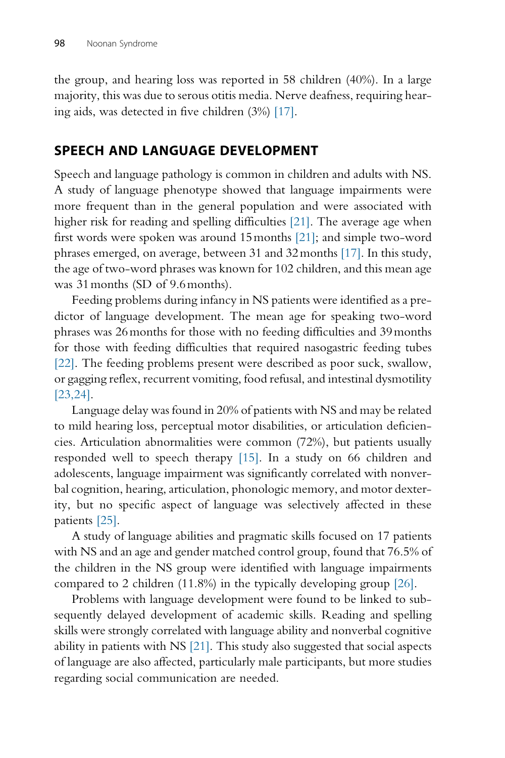the group, and hearing loss was reported in 58 children (40%). In a large majority, this was due to serous otitis media. Nerve deafness, requiring hearing aids, was detected in five children (3%) [17].

## SPEECH AND LANGUAGE DEVELOPMENT

Speech and language pathology is common in children and adults with NS. A study of language phenotype showed that language impairments were more frequent than in the general population and were associated with higher risk for reading and spelling difficulties [21]. The average age when first words were spoken was around 15 months [21]; and simple two-word phrases emerged, on average, between 31 and 32 months [17]. In this study, the age of two-word phrases was known for 102 children, and this mean age was 31 months (SD of 9.6 months).

Feeding problems during infancy in NS patients were identified as a predictor of language development. The mean age for speaking two-word phrases was 26 months for those with no feeding difficulties and 39 months for those with feeding difficulties that required nasogastric feeding tubes [22]. The feeding problems present were described as poor suck, swallow, or gagging reflex, recurrent vomiting, food refusal, and intestinal dysmotility [23,24].

Language delay was found in 20% of patients with NS and may be related to mild hearing loss, perceptual motor disabilities, or articulation deficiencies. Articulation abnormalities were common (72%), but patients usually responded well to speech therapy [15]. In a study on 66 children and adolescents, language impairment was significantly correlated with nonverbal cognition, hearing, articulation, phonologic memory, and motor dexterity, but no specific aspect of language was selectively affected in these patients [25].

A study of language abilities and pragmatic skills focused on 17 patients with NS and an age and gender matched control group, found that 76.5% of the children in the NS group were identified with language impairments compared to 2 children (11.8%) in the typically developing group [26].

Problems with language development were found to be linked to subsequently delayed development of academic skills. Reading and spelling skills were strongly correlated with language ability and nonverbal cognitive ability in patients with NS [21]. This study also suggested that social aspects of language are also affected, particularly male participants, but more studies regarding social communication are needed.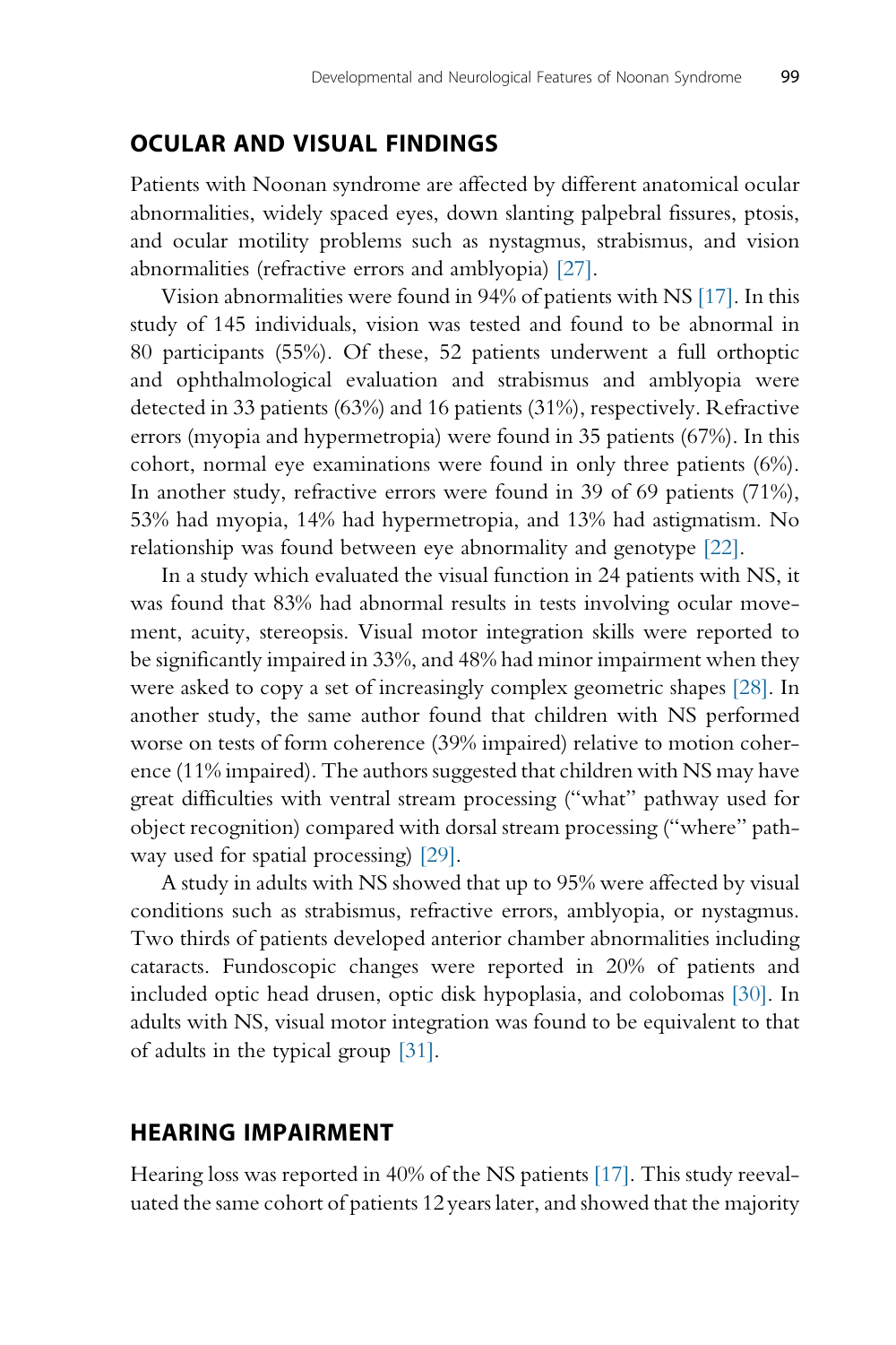## OCULAR AND VISUAL FINDINGS

Patients with Noonan syndrome are affected by different anatomical ocular abnormalities, widely spaced eyes, down slanting palpebral fissures, ptosis, and ocular motility problems such as nystagmus, strabismus, and vision abnormalities (refractive errors and amblyopia) [27].

Vision abnormalities were found in 94% of patients with NS [17]. In this study of 145 individuals, vision was tested and found to be abnormal in 80 participants (55%). Of these, 52 patients underwent a full orthoptic and ophthalmological evaluation and strabismus and amblyopia were detected in 33 patients (63%) and 16 patients (31%), respectively. Refractive errors (myopia and hypermetropia) were found in 35 patients (67%). In this cohort, normal eye examinations were found in only three patients (6%). In another study, refractive errors were found in 39 of 69 patients (71%), 53% had myopia, 14% had hypermetropia, and 13% had astigmatism. No relationship was found between eye abnormality and genotype [22].

In a study which evaluated the visual function in 24 patients with NS, it was found that 83% had abnormal results in tests involving ocular movement, acuity, stereopsis. Visual motor integration skills were reported to be significantly impaired in 33%, and 48% had minor impairment when they were asked to copy a set of increasingly complex geometric shapes [28]. In another study, the same author found that children with NS performed worse on tests of form coherence (39% impaired) relative to motion coherence (11% impaired). The authors suggested that children with NS may have great difficulties with ventral stream processing ("what" pathway used for object recognition) compared with dorsal stream processing ("where" pathway used for spatial processing) [29].

A study in adults with NS showed that up to 95% were affected by visual conditions such as strabismus, refractive errors, amblyopia, or nystagmus. Two thirds of patients developed anterior chamber abnormalities including cataracts. Fundoscopic changes were reported in 20% of patients and included optic head drusen, optic disk hypoplasia, and colobomas [30]. In adults with NS, visual motor integration was found to be equivalent to that of adults in the typical group [31].

## HEARING IMPAIRMENT

Hearing loss was reported in 40% of the NS patients [17]. This study reevaluated the same cohort of patients 12 years later, and showed that the majority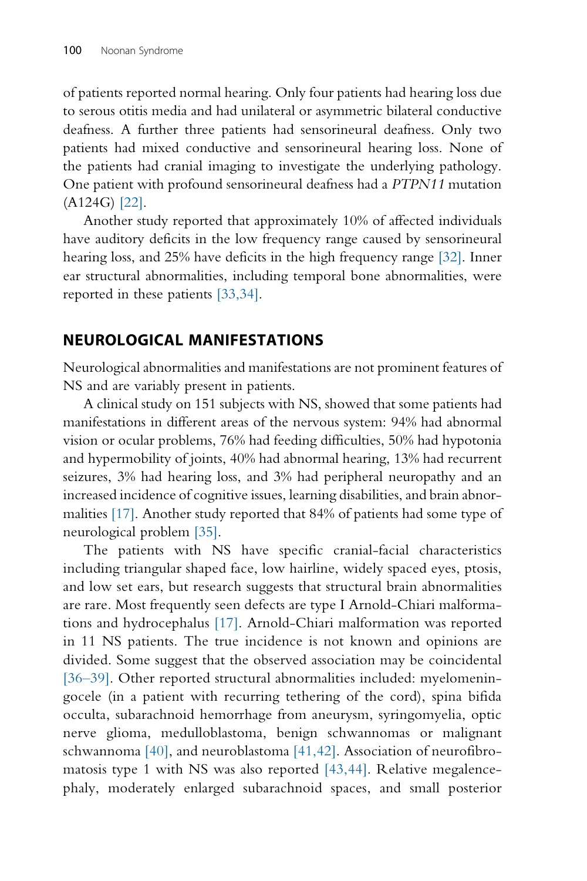of patients reported normal hearing. Only four patients had hearing loss due to serous otitis media and had unilateral or asymmetric bilateral conductive deafness. A further three patients had sensorineural deafness. Only two patients had mixed conductive and sensorineural hearing loss. None of the patients had cranial imaging to investigate the underlying pathology. One patient with profound sensorineural deafness had a *PTPN11* mutation (A124G) [22].

Another study reported that approximately 10% of affected individuals have auditory deficits in the low frequency range caused by sensorineural hearing loss, and 25% have deficits in the high frequency range [32]. Inner ear structural abnormalities, including temporal bone abnormalities, were reported in these patients [33,34].

## NEUROLOGICAL MANIFESTATIONS

Neurological abnormalities and manifestations are not prominent features of NS and are variably present in patients.

A clinical study on 151 subjects with NS, showed that some patients had manifestations in different areas of the nervous system: 94% had abnormal vision or ocular problems, 76% had feeding difficulties, 50% had hypotonia and hypermobility of joints, 40% had abnormal hearing, 13% had recurrent seizures, 3% had hearing loss, and 3% had peripheral neuropathy and an increased incidence of cognitive issues, learning disabilities, and brain abnormalities [17]. Another study reported that 84% of patients had some type of neurological problem [35].

The patients with NS have specific cranial-facial characteristics including triangular shaped face, low hairline, widely spaced eyes, ptosis, and low set ears, but research suggests that structural brain abnormalities are rare. Most frequently seen defects are type I Arnold-Chiari malformations and hydrocephalus [17]. Arnold-Chiari malformation was reported in 11 NS patients. The true incidence is not known and opinions are divided. Some suggest that the observed association may be coincidental [36–39]. Other reported structural abnormalities included: myelomeningocele (in a patient with recurring tethering of the cord), spina bifida occulta, subarachnoid hemorrhage from aneurysm, syringomyelia, optic nerve glioma, medulloblastoma, benign schwannomas or malignant schwannoma [40], and neuroblastoma [41,42]. Association of neurofibromatosis type 1 with NS was also reported [43,44]. Relative megalencephaly, moderately enlarged subarachnoid spaces, and small posterior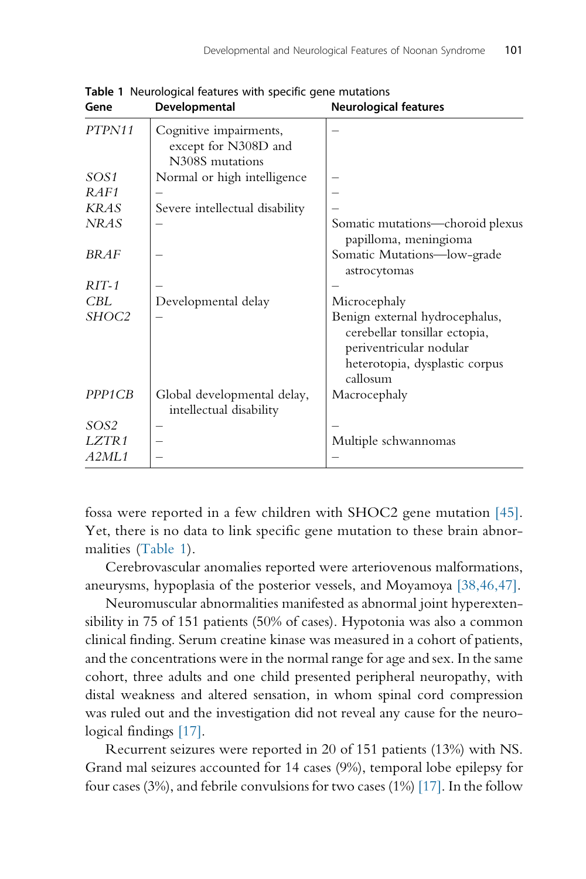**Table 1** Neurological features with specific gene mutations

| Gene | Developmental | Neurological features |
|---|---|---|
| *PTPN11* | Cognitive impairments, except for N308D and N308S mutations | – |
| *SOS1* | Normal or high intelligence | – |
| *RAF1* | – | – |
| *KRAS* | Severe intellectual disability | – |
| *NRAS* | – | Somatic mutations—choroid plexus papilloma, meningioma |
| *BRAF* | – | Somatic Mutations—low-grade astrocytomas |
| *RIT-1* | – | – |
| *CBL* | Developmental delay | Microcephaly |
| *SHOC2* | – | Benign external hydrocephalus, cerebellar tonsillar ectopia, periventricular nodular heterotopia, dysplastic corpus callosum |
| *PPP1CB* | Global developmental delay, intellectual disability | Macrocephaly |
| *SOS2* | – | – |
| *LZTR1* | – | Multiple schwannomas |
| *A2ML1* | – | – |

fossa were reported in a few children with SHOC2 gene mutation [45]. Yet, there is no data to link specific gene mutation to these brain abnormalities (Table 1).

Cerebrovascular anomalies reported were arteriovenous malformations, aneurysms, hypoplasia of the posterior vessels, and Moyamoya [38,46,47].

Neuromuscular abnormalities manifested as abnormal joint hyperextensibility in 75 of 151 patients (50% of cases). Hypotonia was also a common clinical finding. Serum creatine kinase was measured in a cohort of patients, and the concentrations were in the normal range for age and sex. In the same cohort, three adults and one child presented peripheral neuropathy, with distal weakness and altered sensation, in whom spinal cord compression was ruled out and the investigation did not reveal any cause for the neurological findings [17].

Recurrent seizures were reported in 20 of 151 patients (13%) with NS. Grand mal seizures accounted for 14 cases (9%), temporal lobe epilepsy for four cases (3%), and febrile convulsions for two cases (1%) [17]. In the follow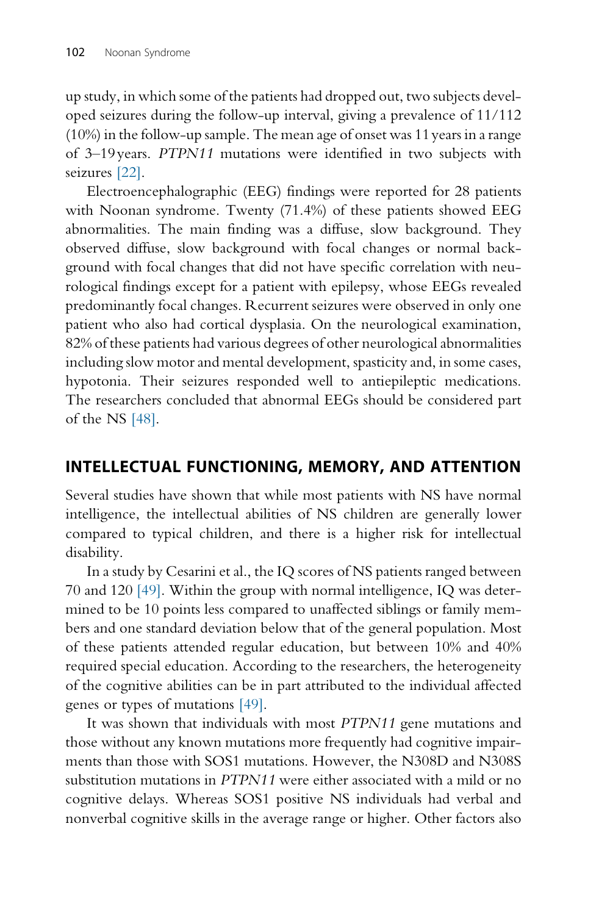up study, in which some of the patients had dropped out, two subjects developed seizures during the follow-up interval, giving a prevalence of 11/112 (10%) in the follow-up sample. The mean age of onset was 11 years in a range of 3–19 years. *PTPN11* mutations were identified in two subjects with seizures [22].

Electroencephalographic (EEG) findings were reported for 28 patients with Noonan syndrome. Twenty (71.4%) of these patients showed EEG abnormalities. The main finding was a diffuse, slow background. They observed diffuse, slow background with focal changes or normal background with focal changes that did not have specific correlation with neurological findings except for a patient with epilepsy, whose EEGs revealed predominantly focal changes. Recurrent seizures were observed in only one patient who also had cortical dysplasia. On the neurological examination, 82% of these patients had various degrees of other neurological abnormalities including slow motor and mental development, spasticity and, in some cases, hypotonia. Their seizures responded well to antiepileptic medications. The researchers concluded that abnormal EEGs should be considered part of the NS [48].

## INTELLECTUAL FUNCTIONING, MEMORY, AND ATTENTION

Several studies have shown that while most patients with NS have normal intelligence, the intellectual abilities of NS children are generally lower compared to typical children, and there is a higher risk for intellectual disability.

In a study by Cesarini et al., the IQ scores of NS patients ranged between 70 and 120 [49]. Within the group with normal intelligence, IQ was determined to be 10 points less compared to unaffected siblings or family members and one standard deviation below that of the general population. Most of these patients attended regular education, but between 10% and 40% required special education. According to the researchers, the heterogeneity of the cognitive abilities can be in part attributed to the individual affected genes or types of mutations [49].

It was shown that individuals with most *PTPN11* gene mutations and those without any known mutations more frequently had cognitive impairments than those with SOS1 mutations. However, the N308D and N308S substitution mutations in *PTPN11* were either associated with a mild or no cognitive delays. Whereas SOS1 positive NS individuals had verbal and nonverbal cognitive skills in the average range or higher. Other factors also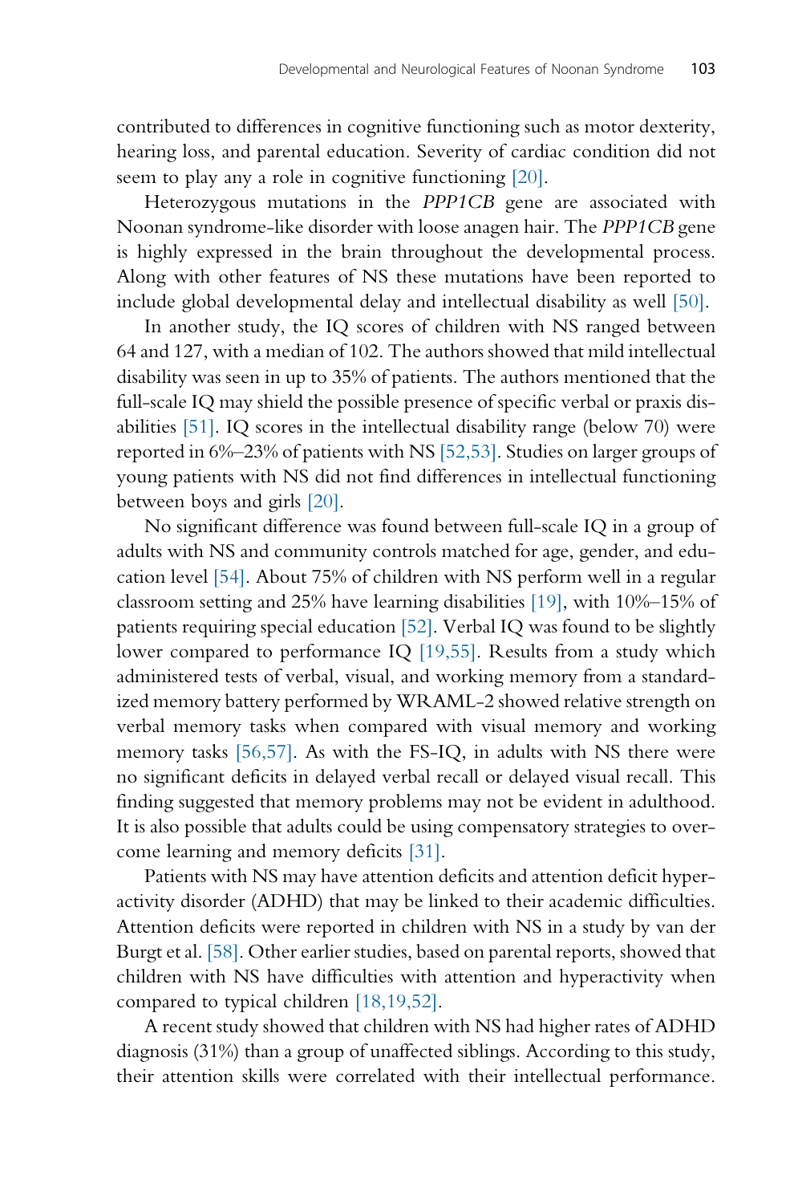contributed to differences in cognitive functioning such as motor dexterity, hearing loss, and parental education. Severity of cardiac condition did not seem to play any a role in cognitive functioning [20].

Heterozygous mutations in the *PPP1CB* gene are associated with Noonan syndrome-like disorder with loose anagen hair. The *PPP1CB* gene is highly expressed in the brain throughout the developmental process. Along with other features of NS these mutations have been reported to include global developmental delay and intellectual disability as well [50].

In another study, the IQ scores of children with NS ranged between 64 and 127, with a median of 102. The authors showed that mild intellectual disability was seen in up to 35% of patients. The authors mentioned that the full-scale IQ may shield the possible presence of specific verbal or praxis disabilities [51]. IQ scores in the intellectual disability range (below 70) were reported in 6%–23% of patients with NS [52,53]. Studies on larger groups of young patients with NS did not find differences in intellectual functioning between boys and girls [20].

No significant difference was found between full-scale IQ in a group of adults with NS and community controls matched for age, gender, and education level [54]. About 75% of children with NS perform well in a regular classroom setting and 25% have learning disabilities [19], with 10%–15% of patients requiring special education [52]. Verbal IQ was found to be slightly lower compared to performance IQ [19,55]. Results from a study which administered tests of verbal, visual, and working memory from a standardized memory battery performed by WRAML-2 showed relative strength on verbal memory tasks when compared with visual memory and working memory tasks [56,57]. As with the FS-IQ, in adults with NS there were no significant deficits in delayed verbal recall or delayed visual recall. This finding suggested that memory problems may not be evident in adulthood. It is also possible that adults could be using compensatory strategies to overcome learning and memory deficits [31].

Patients with NS may have attention deficits and attention deficit hyperactivity disorder (ADHD) that may be linked to their academic difficulties. Attention deficits were reported in children with NS in a study by van der Burgt et al. [58]. Other earlier studies, based on parental reports, showed that children with NS have difficulties with attention and hyperactivity when compared to typical children [18,19,52].

A recent study showed that children with NS had higher rates of ADHD diagnosis (31%) than a group of unaffected siblings. According to this study, their attention skills were correlated with their intellectual performance.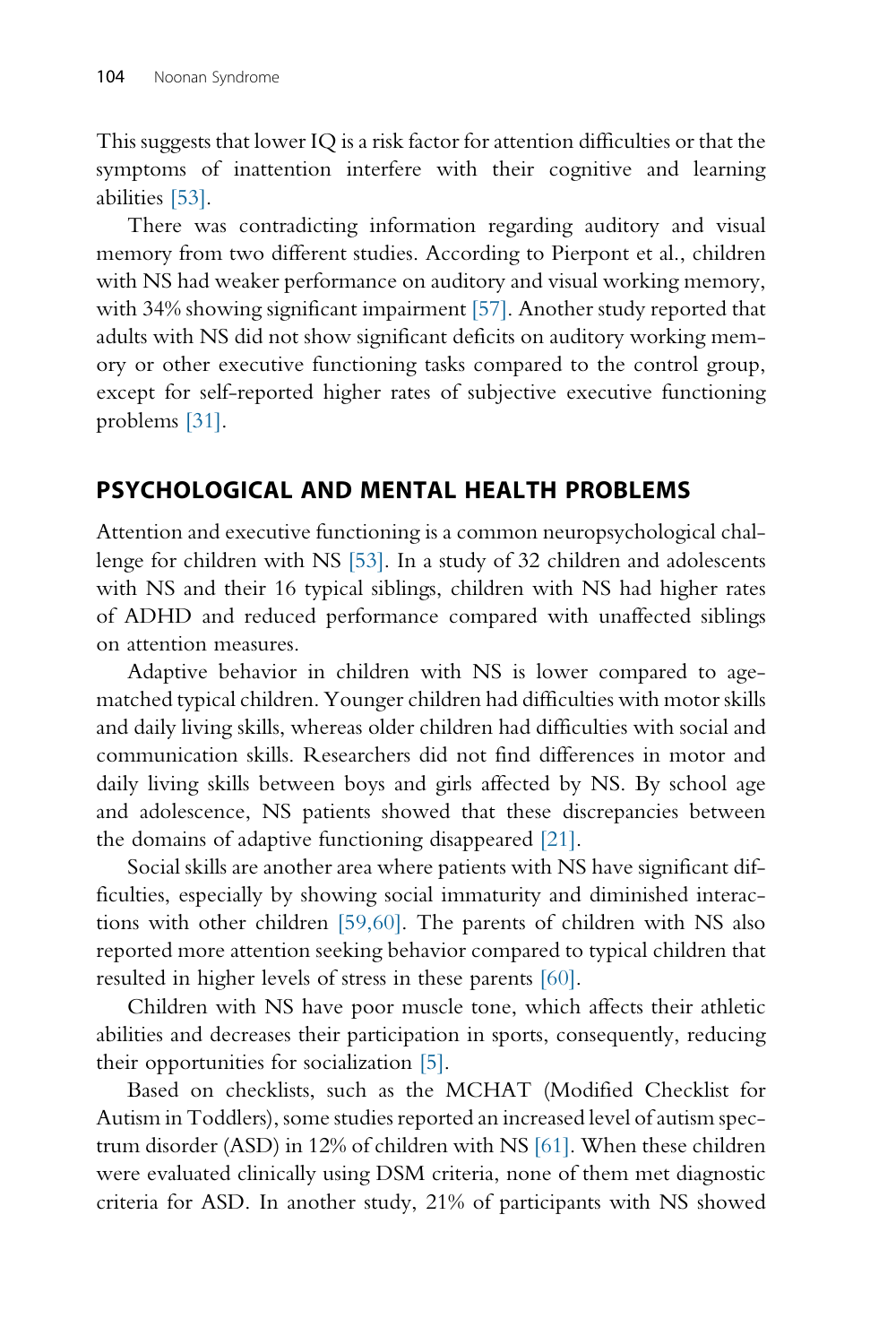This suggests that lower IQ is a risk factor for attention difficulties or that the symptoms of inattention interfere with their cognitive and learning abilities [53].

There was contradicting information regarding auditory and visual memory from two different studies. According to Pierpont et al., children with NS had weaker performance on auditory and visual working memory, with 34% showing significant impairment [57]. Another study reported that adults with NS did not show significant deficits on auditory working memory or other executive functioning tasks compared to the control group, except for self-reported higher rates of subjective executive functioning problems [31].

## PSYCHOLOGICAL AND MENTAL HEALTH PROBLEMS

Attention and executive functioning is a common neuropsychological challenge for children with NS [53]. In a study of 32 children and adolescents with NS and their 16 typical siblings, children with NS had higher rates of ADHD and reduced performance compared with unaffected siblings on attention measures.

Adaptive behavior in children with NS is lower compared to age-matched typical children. Younger children had difficulties with motor skills and daily living skills, whereas older children had difficulties with social and communication skills. Researchers did not find differences in motor and daily living skills between boys and girls affected by NS. By school age and adolescence, NS patients showed that these discrepancies between the domains of adaptive functioning disappeared [21].

Social skills are another area where patients with NS have significant difficulties, especially by showing social immaturity and diminished interactions with other children [59,60]. The parents of children with NS also reported more attention seeking behavior compared to typical children that resulted in higher levels of stress in these parents [60].

Children with NS have poor muscle tone, which affects their athletic abilities and decreases their participation in sports, consequently, reducing their opportunities for socialization [5].

Based on checklists, such as the MCHAT (Modified Checklist for Autism in Toddlers), some studies reported an increased level of autism spectrum disorder (ASD) in 12% of children with NS [61]. When these children were evaluated clinically using DSM criteria, none of them met diagnostic criteria for ASD. In another study, 21% of participants with NS showed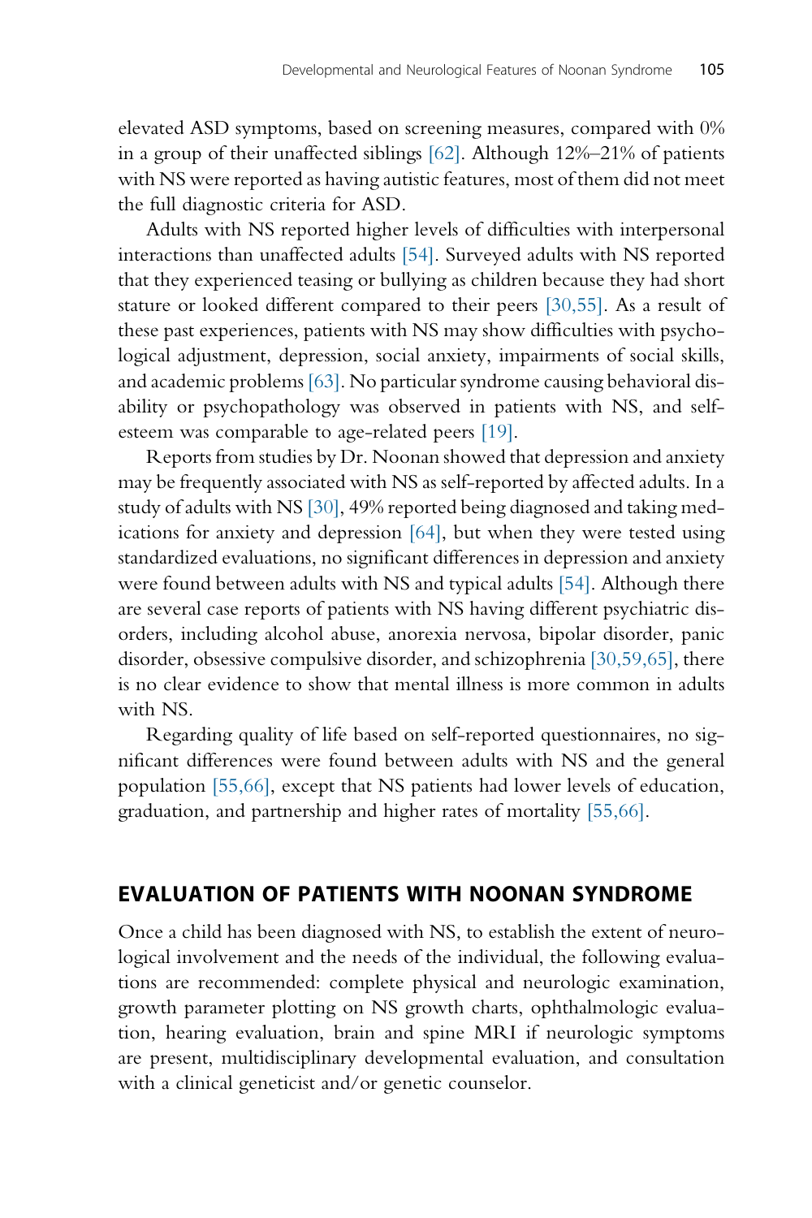elevated ASD symptoms, based on screening measures, compared with 0% in a group of their unaffected siblings [62]. Although 12%–21% of patients with NS were reported as having autistic features, most of them did not meet the full diagnostic criteria for ASD.

Adults with NS reported higher levels of difficulties with interpersonal interactions than unaffected adults [54]. Surveyed adults with NS reported that they experienced teasing or bullying as children because they had short stature or looked different compared to their peers [30,55]. As a result of these past experiences, patients with NS may show difficulties with psychological adjustment, depression, social anxiety, impairments of social skills, and academic problems [63]. No particular syndrome causing behavioral disability or psychopathology was observed in patients with NS, and self-esteem was comparable to age-related peers [19].

Reports from studies by Dr. Noonan showed that depression and anxiety may be frequently associated with NS as self-reported by affected adults. In a study of adults with NS [30], 49% reported being diagnosed and taking medications for anxiety and depression [64], but when they were tested using standardized evaluations, no significant differences in depression and anxiety were found between adults with NS and typical adults [54]. Although there are several case reports of patients with NS having different psychiatric disorders, including alcohol abuse, anorexia nervosa, bipolar disorder, panic disorder, obsessive compulsive disorder, and schizophrenia [30,59,65], there is no clear evidence to show that mental illness is more common in adults with NS.

Regarding quality of life based on self-reported questionnaires, no significant differences were found between adults with NS and the general population [55,66], except that NS patients had lower levels of education, graduation, and partnership and higher rates of mortality [55,66].

## EVALUATION OF PATIENTS WITH NOONAN SYNDROME

Once a child has been diagnosed with NS, to establish the extent of neurological involvement and the needs of the individual, the following evaluations are recommended: complete physical and neurologic examination, growth parameter plotting on NS growth charts, ophthalmologic evaluation, hearing evaluation, brain and spine MRI if neurologic symptoms are present, multidisciplinary developmental evaluation, and consultation with a clinical geneticist and/or genetic counselor.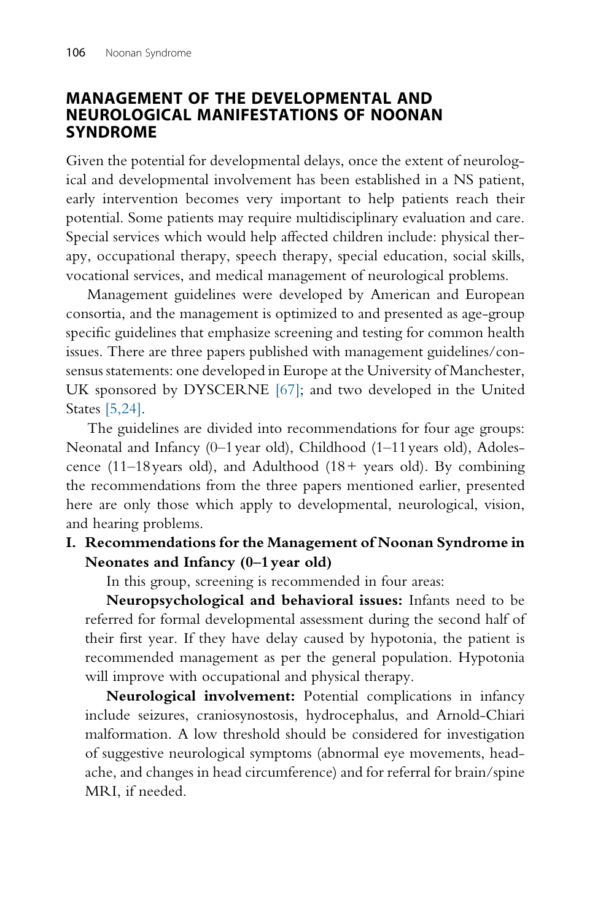## MANAGEMENT OF THE DEVELOPMENTAL AND NEUROLOGICAL MANIFESTATIONS OF NOONAN SYNDROME

Given the potential for developmental delays, once the extent of neurological and developmental involvement has been established in a NS patient, early intervention becomes very important to help patients reach their potential. Some patients may require multidisciplinary evaluation and care. Special services which would help affected children include: physical therapy, occupational therapy, speech therapy, special education, social skills, vocational services, and medical management of neurological problems.

Management guidelines were developed by American and European consortia, and the management is optimized to and presented as age-group specific guidelines that emphasize screening and testing for common health issues. There are three papers published with management guidelines/consensus statements: one developed in Europe at the University of Manchester, UK sponsored by DYSCERNE [67]; and two developed in the United States [5,24].

The guidelines are divided into recommendations for four age groups: Neonatal and Infancy (0–1 year old), Childhood (1–11 years old), Adolescence (11–18 years old), and Adulthood (18+ years old). By combining the recommendations from the three papers mentioned earlier, presented here are only those which apply to developmental, neurological, vision, and hearing problems.

**I. Recommendations for the Management of Noonan Syndrome in Neonates and Infancy (0–1 year old)**

In this group, screening is recommended in four areas:

**Neuropsychological and behavioral issues:** Infants need to be referred for formal developmental assessment during the second half of their first year. If they have delay caused by hypotonia, the patient is recommended management as per the general population. Hypotonia will improve with occupational and physical therapy.

**Neurological involvement:** Potential complications in infancy include seizures, craniosynostosis, hydrocephalus, and Arnold-Chiari malformation. A low threshold should be considered for investigation of suggestive neurological symptoms (abnormal eye movements, headache, and changes in head circumference) and for referral for brain/spine MRI, if needed.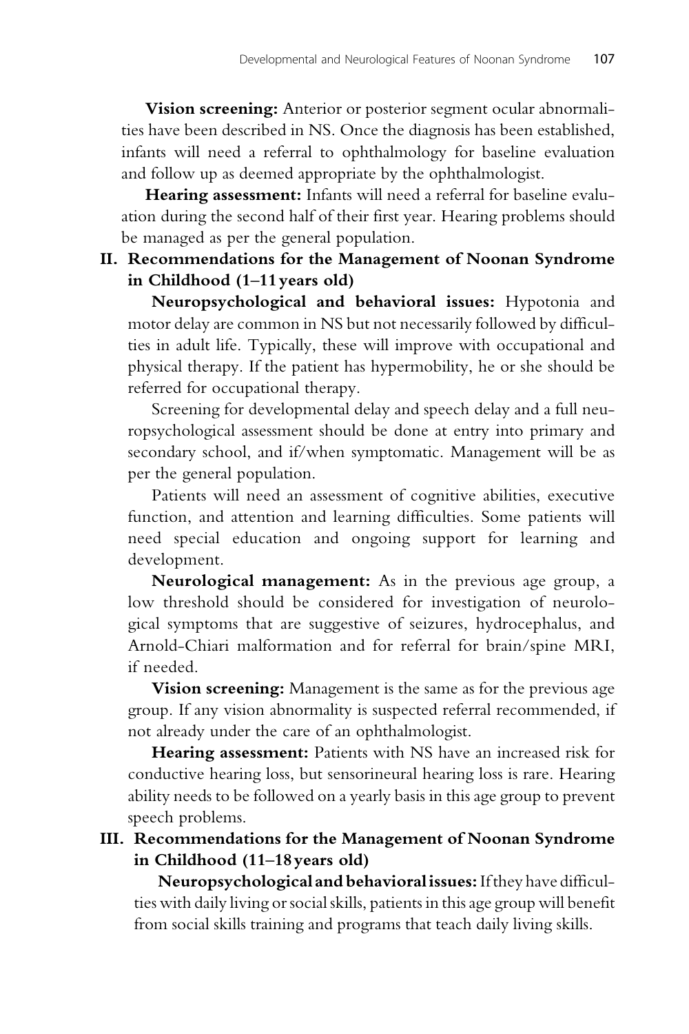**Vision screening:** Anterior or posterior segment ocular abnormalities have been described in NS. Once the diagnosis has been established, infants will need a referral to ophthalmology for baseline evaluation and follow up as deemed appropriate by the ophthalmologist.

**Hearing assessment:** Infants will need a referral for baseline evaluation during the second half of their first year. Hearing problems should be managed as per the general population.

## II. Recommendations for the Management of Noonan Syndrome in Childhood (1–11 years old)

**Neuropsychological and behavioral issues:** Hypotonia and motor delay are common in NS but not necessarily followed by difficulties in adult life. Typically, these will improve with occupational and physical therapy. If the patient has hypermobility, he or she should be referred for occupational therapy.

Screening for developmental delay and speech delay and a full neuropsychological assessment should be done at entry into primary and secondary school, and if/when symptomatic. Management will be as per the general population.

Patients will need an assessment of cognitive abilities, executive function, and attention and learning difficulties. Some patients will need special education and ongoing support for learning and development.

**Neurological management:** As in the previous age group, a low threshold should be considered for investigation of neurological symptoms that are suggestive of seizures, hydrocephalus, and Arnold-Chiari malformation and for referral for brain/spine MRI, if needed.

**Vision screening:** Management is the same as for the previous age group. If any vision abnormality is suspected referral recommended, if not already under the care of an ophthalmologist.

**Hearing assessment:** Patients with NS have an increased risk for conductive hearing loss, but sensorineural hearing loss is rare. Hearing ability needs to be followed on a yearly basis in this age group to prevent speech problems.

## III. Recommendations for the Management of Noonan Syndrome in Childhood (11–18 years old)

**Neuropsychological and behavioral issues:** If they have difficulties with daily living or social skills, patients in this age group will benefit from social skills training and programs that teach daily living skills.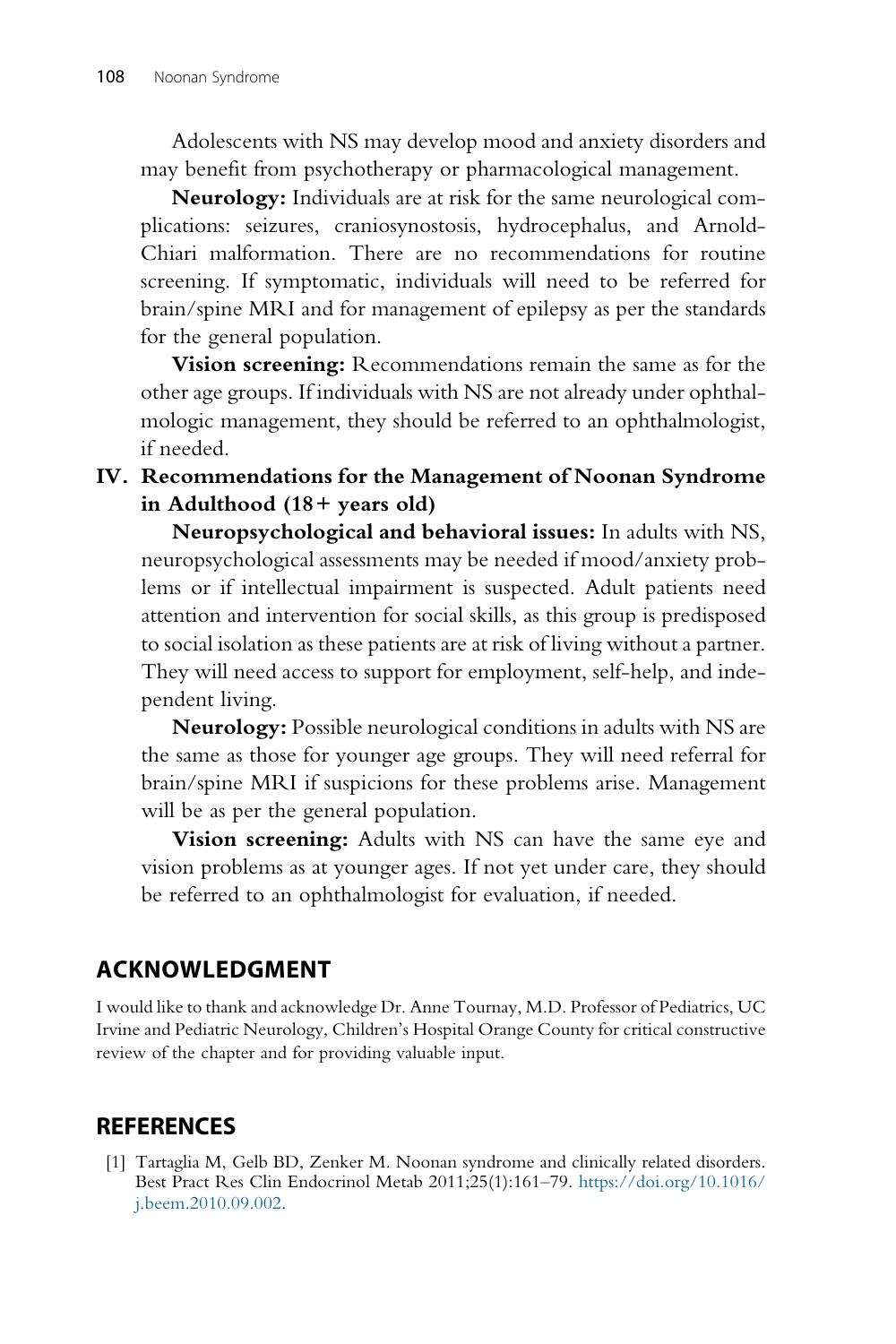Adolescents with NS may develop mood and anxiety disorders and may benefit from psychotherapy or pharmacological management.

**Neurology:** Individuals are at risk for the same neurological complications: seizures, craniosynostosis, hydrocephalus, and Arnold-Chiari malformation. There are no recommendations for routine screening. If symptomatic, individuals will need to be referred for brain/spine MRI and for management of epilepsy as per the standards for the general population.

**Vision screening:** Recommendations remain the same as for the other age groups. If individuals with NS are not already under ophthalmologic management, they should be referred to an ophthalmologist, if needed.

**IV. Recommendations for the Management of Noonan Syndrome in Adulthood (18+ years old)**

**Neuropsychological and behavioral issues:** In adults with NS, neuropsychological assessments may be needed if mood/anxiety problems or if intellectual impairment is suspected. Adult patients need attention and intervention for social skills, as this group is predisposed to social isolation as these patients are at risk of living without a partner. They will need access to support for employment, self-help, and independent living.

**Neurology:** Possible neurological conditions in adults with NS are the same as those for younger age groups. They will need referral for brain/spine MRI if suspicions for these problems arise. Management will be as per the general population.

**Vision screening:** Adults with NS can have the same eye and vision problems as at younger ages. If not yet under care, they should be referred to an ophthalmologist for evaluation, if needed.

## ACKNOWLEDGMENT

I would like to thank and acknowledge Dr. Anne Tournay, M.D. Professor of Pediatrics, UC Irvine and Pediatric Neurology, Children's Hospital Orange County for critical constructive review of the chapter and for providing valuable input.

## REFERENCES

[1] Tartaglia M, Gelb BD, Zenker M. Noonan syndrome and clinically related disorders. Best Pract Res Clin Endocrinol Metab 2011;25(1):161–79. https://doi.org/10.1016/j.beem.2010.09.002.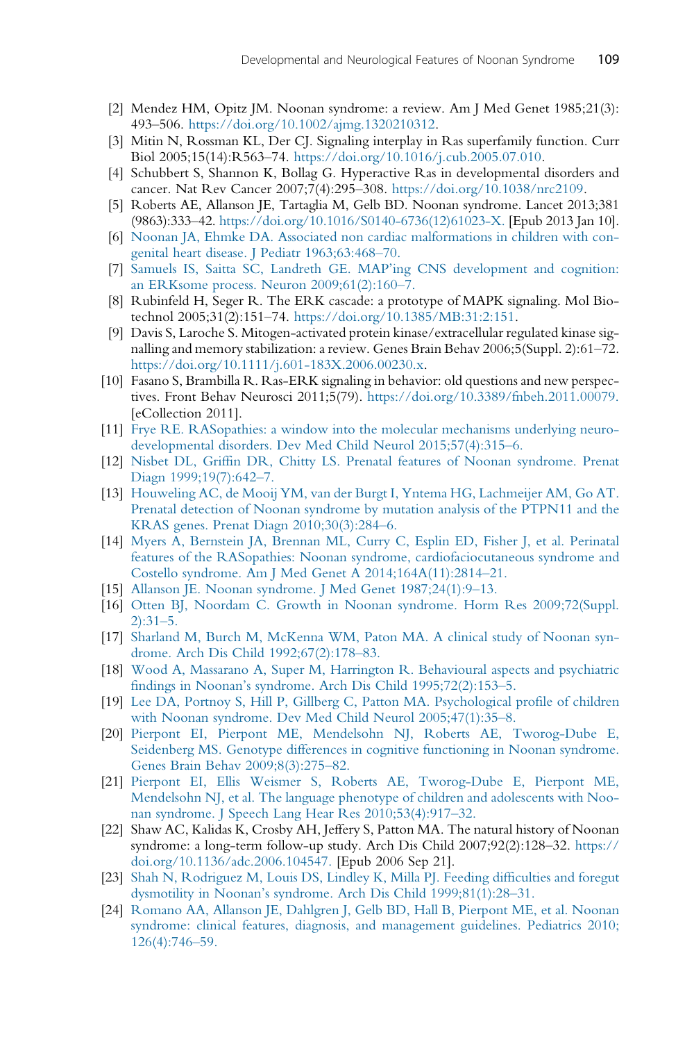[2] Mendez HM, Opitz JM. Noonan syndrome: a review. Am J Med Genet 1985;21(3):493–506. https://doi.org/10.1002/ajmg.1320210312.

[3] Mitin N, Rossman KL, Der CJ. Signaling interplay in Ras superfamily function. Curr Biol 2005;15(14):R563–74. https://doi.org/10.1016/j.cub.2005.07.010.

[4] Schubbert S, Shannon K, Bollag G. Hyperactive Ras in developmental disorders and cancer. Nat Rev Cancer 2007;7(4):295–308. https://doi.org/10.1038/nrc2109.

[5] Roberts AE, Allanson JE, Tartaglia M, Gelb BD. Noonan syndrome. Lancet 2013;381(9863):333–42. https://doi.org/10.1016/S0140-6736(12)61023-X. [Epub 2013 Jan 10].

[6] Noonan JA, Ehmke DA. Associated non cardiac malformations in children with congenital heart disease. J Pediatr 1963;63:468–70.

[7] Samuels IS, Saitta SC, Landreth GE. MAP'ing CNS development and cognition: an ERKsome process. Neuron 2009;61(2):160–7.

[8] Rubinfeld H, Seger R. The ERK cascade: a prototype of MAPK signaling. Mol Biotechnol 2005;31(2):151–74. https://doi.org/10.1385/MB:31:2:151.

[9] Davis S, Laroche S. Mitogen-activated protein kinase/extracellular regulated kinase signalling and memory stabilization: a review. Genes Brain Behav 2006;5(Suppl. 2):61–72. https://doi.org/10.1111/j.601-183X.2006.00230.x.

[10] Fasano S, Brambilla R. Ras-ERK signaling in behavior: old questions and new perspectives. Front Behav Neurosci 2011;5(79). https://doi.org/10.3389/fnbeh.2011.00079. [eCollection 2011].

[11] Frye RE. RASopathies: a window into the molecular mechanisms underlying neurodevelopmental disorders. Dev Med Child Neurol 2015;57(4):315–6.

[12] Nisbet DL, Griffin DR, Chitty LS. Prenatal features of Noonan syndrome. Prenat Diagn 1999;19(7):642–7.

[13] Houweling AC, de Mooij YM, van der Burgt I, Yntema HG, Lachmeijer AM, Go AT. Prenatal detection of Noonan syndrome by mutation analysis of the PTPN11 and the KRAS genes. Prenat Diagn 2010;30(3):284–6.

[14] Myers A, Bernstein JA, Brennan ML, Curry C, Esplin ED, Fisher J, et al. Perinatal features of the RASopathies: Noonan syndrome, cardiofaciocutaneous syndrome and Costello syndrome. Am J Med Genet A 2014;164A(11):2814–21.

[15] Allanson JE. Noonan syndrome. J Med Genet 1987;24(1):9–13.

[16] Otten BJ, Noordam C. Growth in Noonan syndrome. Horm Res 2009;72(Suppl. 2):31–5.

[17] Sharland M, Burch M, McKenna WM, Paton MA. A clinical study of Noonan syndrome. Arch Dis Child 1992;67(2):178–83.

[18] Wood A, Massarano A, Super M, Harrington R. Behavioural aspects and psychiatric findings in Noonan's syndrome. Arch Dis Child 1995;72(2):153–5.

[19] Lee DA, Portnoy S, Hill P, Gillberg C, Patton MA. Psychological profile of children with Noonan syndrome. Dev Med Child Neurol 2005;47(1):35–8.

[20] Pierpont EI, Pierpont ME, Mendelsohn NJ, Roberts AE, Tworog-Dube E, Seidenberg MS. Genotype differences in cognitive functioning in Noonan syndrome. Genes Brain Behav 2009;8(3):275–82.

[21] Pierpont EI, Ellis Weismer S, Roberts AE, Tworog-Dube E, Pierpont ME, Mendelsohn NJ, et al. The language phenotype of children and adolescents with Noonan syndrome. J Speech Lang Hear Res 2010;53(4):917–32.

[22] Shaw AC, Kalidas K, Crosby AH, Jeffery S, Patton MA. The natural history of Noonan syndrome: a long-term follow-up study. Arch Dis Child 2007;92(2):128–32. https://doi.org/10.1136/adc.2006.104547. [Epub 2006 Sep 21].

[23] Shah N, Rodriguez M, Louis DS, Lindley K, Milla PJ. Feeding difficulties and foregut dysmotility in Noonan's syndrome. Arch Dis Child 1999;81(1):28–31.

[24] Romano AA, Allanson JE, Dahlgren J, Gelb BD, Hall B, Pierpont ME, et al. Noonan syndrome: clinical features, diagnosis, and management guidelines. Pediatrics 2010;126(4):746–59.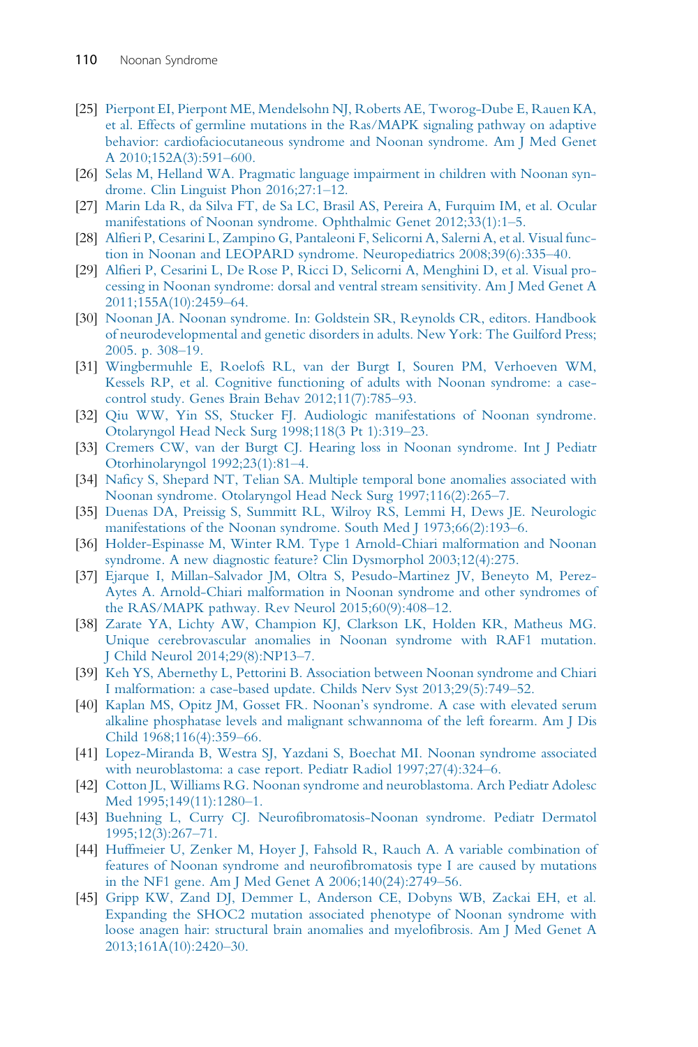[25] Pierpont EI, Pierpont ME, Mendelsohn NJ, Roberts AE, Tworog-Dube E, Rauen KA, et al. Effects of germline mutations in the Ras/MAPK signaling pathway on adaptive behavior: cardiofaciocutaneous syndrome and Noonan syndrome. Am J Med Genet A 2010;152A(3):591–600.

[26] Selas M, Helland WA. Pragmatic language impairment in children with Noonan syndrome. Clin Linguist Phon 2016;27:1–12.

[27] Marin Lda R, da Silva FT, de Sa LC, Brasil AS, Pereira A, Furquim IM, et al. Ocular manifestations of Noonan syndrome. Ophthalmic Genet 2012;33(1):1–5.

[28] Alfieri P, Cesarini L, Zampino G, Pantaleoni F, Selicorni A, Salerni A, et al. Visual function in Noonan and LEOPARD syndrome. Neuropediatrics 2008;39(6):335–40.

[29] Alfieri P, Cesarini L, De Rose P, Ricci D, Selicorni A, Menghini D, et al. Visual processing in Noonan syndrome: dorsal and ventral stream sensitivity. Am J Med Genet A 2011;155A(10):2459–64.

[30] Noonan JA. Noonan syndrome. In: Goldstein SR, Reynolds CR, editors. Handbook of neurodevelopmental and genetic disorders in adults. New York: The Guilford Press; 2005. p. 308–19.

[31] Wingbermuhle E, Roelofs RL, van der Burgt I, Souren PM, Verhoeven WM, Kessels RP, et al. Cognitive functioning of adults with Noonan syndrome: a case-control study. Genes Brain Behav 2012;11(7):785–93.

[32] Qiu WW, Yin SS, Stucker FJ. Audiologic manifestations of Noonan syndrome. Otolaryngol Head Neck Surg 1998;118(3 Pt 1):319–23.

[33] Cremers CW, van der Burgt CJ. Hearing loss in Noonan syndrome. Int J Pediatr Otorhinolaryngol 1992;23(1):81–4.

[34] Naficy S, Shepard NT, Telian SA. Multiple temporal bone anomalies associated with Noonan syndrome. Otolaryngol Head Neck Surg 1997;116(2):265–7.

[35] Duenas DA, Preissig S, Summitt RL, Wilroy RS, Lemmi H, Dews JE. Neurologic manifestations of the Noonan syndrome. South Med J 1973;66(2):193–6.

[36] Holder-Espinasse M, Winter RM. Type 1 Arnold-Chiari malformation and Noonan syndrome. A new diagnostic feature? Clin Dysmorphol 2003;12(4):275.

[37] Ejarque I, Millan-Salvador JM, Oltra S, Pesudo-Martinez JV, Beneyto M, Perez-Aytes A. Arnold-Chiari malformation in Noonan syndrome and other syndromes of the RAS/MAPK pathway. Rev Neurol 2015;60(9):408–12.

[38] Zarate YA, Lichty AW, Champion KJ, Clarkson LK, Holden KR, Matheus MG. Unique cerebrovascular anomalies in Noonan syndrome with RAF1 mutation. J Child Neurol 2014;29(8):NP13–7.

[39] Keh YS, Abernethy L, Pettorini B. Association between Noonan syndrome and Chiari I malformation: a case-based update. Childs Nerv Syst 2013;29(5):749–52.

[40] Kaplan MS, Opitz JM, Gosset FR. Noonan's syndrome. A case with elevated serum alkaline phosphatase levels and malignant schwannoma of the left forearm. Am J Dis Child 1968;116(4):359–66.

[41] Lopez-Miranda B, Westra SJ, Yazdani S, Boechat MI. Noonan syndrome associated with neuroblastoma: a case report. Pediatr Radiol 1997;27(4):324–6.

[42] Cotton JL, Williams RG. Noonan syndrome and neuroblastoma. Arch Pediatr Adolesc Med 1995;149(11):1280–1.

[43] Buehning L, Curry CJ. Neurofibromatosis-Noonan syndrome. Pediatr Dermatol 1995;12(3):267–71.

[44] Huffmeier U, Zenker M, Hoyer J, Fahsold R, Rauch A. A variable combination of features of Noonan syndrome and neurofibromatosis type I are caused by mutations in the NF1 gene. Am J Med Genet A 2006;140(24):2749–56.

[45] Gripp KW, Zand DJ, Demmer L, Anderson CE, Dobyns WB, Zackai EH, et al. Expanding the SHOC2 mutation associated phenotype of Noonan syndrome with loose anagen hair: structural brain anomalies and myelofibrosis. Am J Med Genet A 2013;161A(10):2420–30.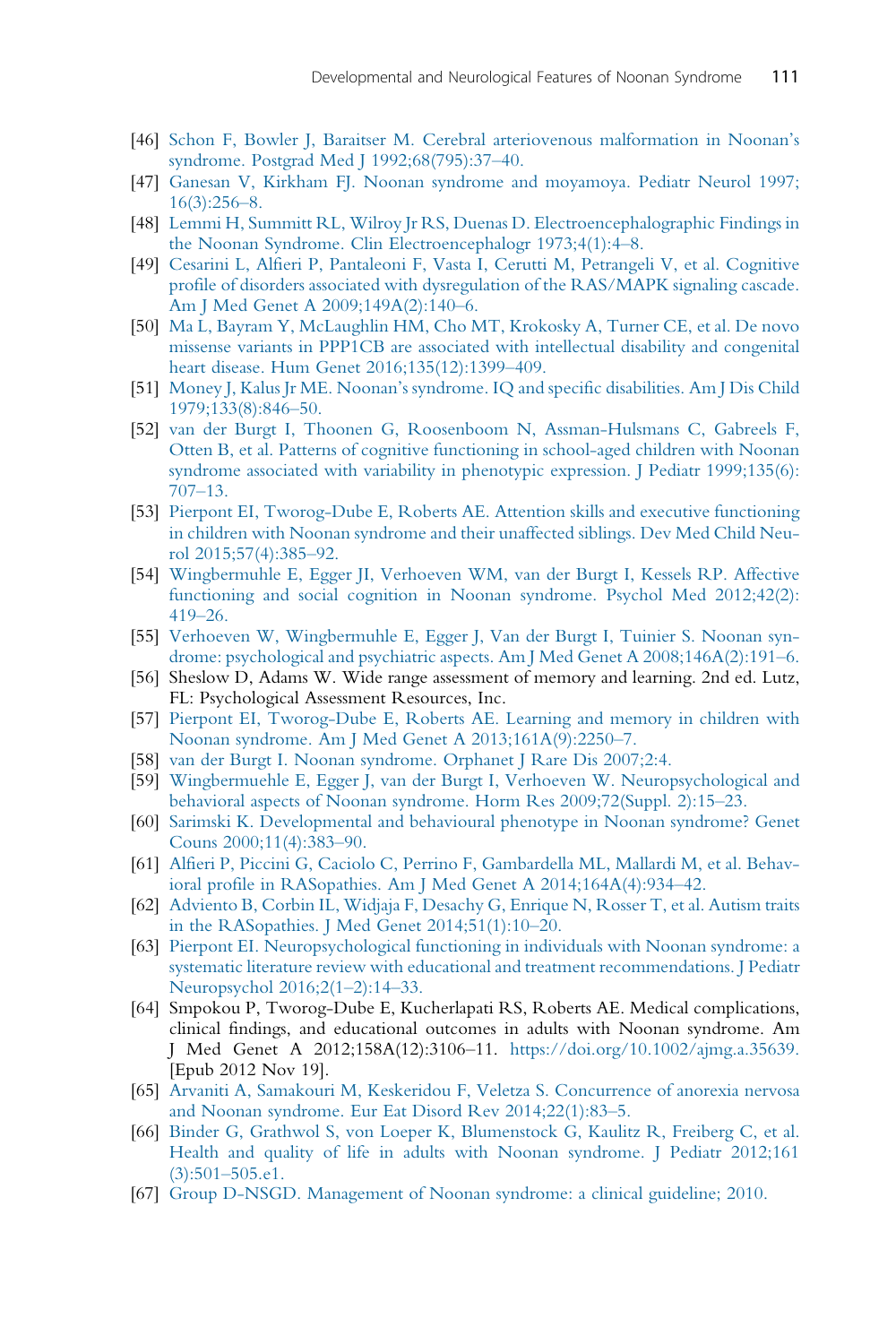[46] Schon F, Bowler J, Baraitser M. Cerebral arteriovenous malformation in Noonan's syndrome. Postgrad Med J 1992;68(795):37–40.

[47] Ganesan V, Kirkham FJ. Noonan syndrome and moyamoya. Pediatr Neurol 1997;16(3):256–8.

[48] Lemmi H, Summitt RL, Wilroy Jr RS, Duenas D. Electroencephalographic Findings in the Noonan Syndrome. Clin Electroencephalogr 1973;4(1):4–8.

[49] Cesarini L, Alfieri P, Pantaleoni F, Vasta I, Cerutti M, Petrangeli V, et al. Cognitive profile of disorders associated with dysregulation of the RAS/MAPK signaling cascade. Am J Med Genet A 2009;149A(2):140–6.

[50] Ma L, Bayram Y, McLaughlin HM, Cho MT, Krokosky A, Turner CE, et al. De novo missense variants in PPP1CB are associated with intellectual disability and congenital heart disease. Hum Genet 2016;135(12):1399–409.

[51] Money J, Kalus Jr ME. Noonan's syndrome. IQ and specific disabilities. Am J Dis Child 1979;133(8):846–50.

[52] van der Burgt I, Thoonen G, Roosenboom N, Assman-Hulsmans C, Gabreels F, Otten B, et al. Patterns of cognitive functioning in school-aged children with Noonan syndrome associated with variability in phenotypic expression. J Pediatr 1999;135(6):707–13.

[53] Pierpont EI, Tworog-Dube E, Roberts AE. Attention skills and executive functioning in children with Noonan syndrome and their unaffected siblings. Dev Med Child Neurol 2015;57(4):385–92.

[54] Wingbermuhle E, Egger JI, Verhoeven WM, van der Burgt I, Kessels RP. Affective functioning and social cognition in Noonan syndrome. Psychol Med 2012;42(2):419–26.

[55] Verhoeven W, Wingbermuhle E, Egger J, Van der Burgt I, Tuinier S. Noonan syndrome: psychological and psychiatric aspects. Am J Med Genet A 2008;146A(2):191–6.

[56] Sheslow D, Adams W. Wide range assessment of memory and learning. 2nd ed. Lutz, FL: Psychological Assessment Resources, Inc.

[57] Pierpont EI, Tworog-Dube E, Roberts AE. Learning and memory in children with Noonan syndrome. Am J Med Genet A 2013;161A(9):2250–7.

[58] van der Burgt I. Noonan syndrome. Orphanet J Rare Dis 2007;2:4.

[59] Wingbermuehle E, Egger J, van der Burgt I, Verhoeven W. Neuropsychological and behavioral aspects of Noonan syndrome. Horm Res 2009;72(Suppl. 2):15–23.

[60] Sarimski K. Developmental and behavioural phenotype in Noonan syndrome? Genet Couns 2000;11(4):383–90.

[61] Alfieri P, Piccini G, Caciolo C, Perrino F, Gambardella ML, Mallardi M, et al. Behavioral profile in RASopathies. Am J Med Genet A 2014;164A(4):934–42.

[62] Adviento B, Corbin IL, Widjaja F, Desachy G, Enrique N, Rosser T, et al. Autism traits in the RASopathies. J Med Genet 2014;51(1):10–20.

[63] Pierpont EI. Neuropsychological functioning in individuals with Noonan syndrome: a systematic literature review with educational and treatment recommendations. J Pediatr Neuropsychol 2016;2(1–2):14–33.

[64] Smpokou P, Tworog-Dube E, Kucherlapati RS, Roberts AE. Medical complications, clinical findings, and educational outcomes in adults with Noonan syndrome. Am J Med Genet A 2012;158A(12):3106–11. https://doi.org/10.1002/ajmg.a.35639. [Epub 2012 Nov 19].

[65] Arvaniti A, Samakouri M, Keskeridou F, Veletza S. Concurrence of anorexia nervosa and Noonan syndrome. Eur Eat Disord Rev 2014;22(1):83–5.

[66] Binder G, Grathwol S, von Loeper K, Blumenstock G, Kaulitz R, Freiberg C, et al. Health and quality of life in adults with Noonan syndrome. J Pediatr 2012;161(3):501–505.e1.

[67] Group D-NSGD. Management of Noonan syndrome: a clinical guideline; 2010.